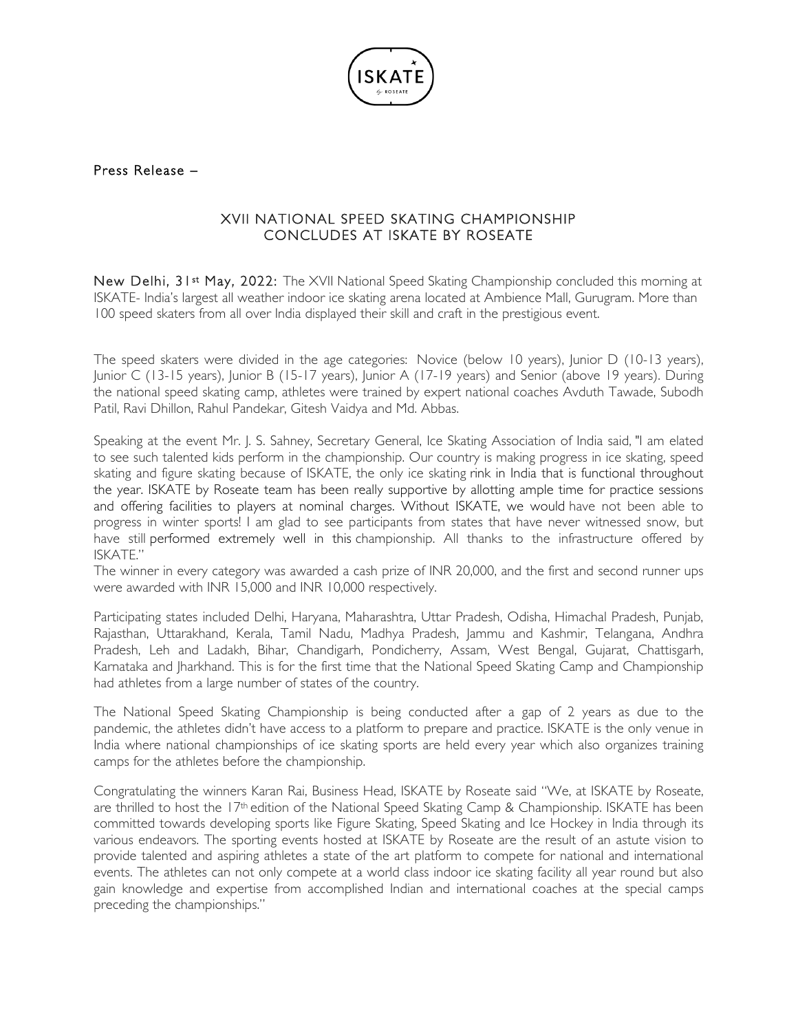Press Release –

## XVII NATIONAL SPEED SKATING CHAMPIONSHIP CONCLUDES AT ISKATE BY ROSEATE

**New Delhi, 31st May, 2022:** The XVII National Speed Skating Championship concluded this morning at ISKATE- India's largest all weather indoor ice skating arena located at Ambience Mall, Gurugram. More than 100 speed skaters from all over India displayed their skill and craft in the prestigious event.

The speed skaters were divided in the age categories: Novice (below 10 years), Junior D (10-13 years), Junior C (13-15 years), Junior B (15-17 years), Junior A (17-19 years) and Senior (above 19 years). During the national speed skating camp, athletes were trained by expert national coaches Avduth Tawade, Subodh Patil, Ravi Dhillon, Rahul Pandekar, Gitesh Vaidya and Md. Abbas.

Speaking at the event Mr. J. S. Sahney, Secretary General, Ice Skating Association of India said, "I am elated to see such talented kids perform in the championship. Our country is making progress in ice skating, speed skating and figure skating because of ISKATE, the only ice skating rink in India that is functional throughout the year. ISKATE by Roseate team has been really supportive by allotting ample time for practice sessions and offering facilities to players at nominal charges. Without ISKATE, we would have not been able to progress in winter sports! I am glad to see participants from states that have never witnessed snow, but have still performed extremely well in this championship. All thanks to the infrastructure offered by ISKATE."

The winner in every category was awarded a cash prize of INR 20,000, and the first and second runner ups were awarded with INR 15,000 and INR 10,000 respectively.

Participating states included Delhi, Haryana, Maharashtra, Uttar Pradesh, Odisha, Himachal Pradesh, Punjab, Rajasthan, Uttarakhand, Kerala, Tamil Nadu, Madhya Pradesh, Jammu and Kashmir, Telangana, Andhra Pradesh, Leh and Ladakh, Bihar, Chandigarh, Pondicherry, Assam, West Bengal, Gujarat, Chattisgarh, Karnataka and Jharkhand. This is for the first time that the National Speed Skating Camp and Championship had athletes from a large number of states of the country.

The National Speed Skating Championship is being conducted after a gap of 2 years as due to the pandemic, the athletes didn't have access to a platform to prepare and practice. ISKATE is the only venue in India where national championships of ice skating sports are held every year which also organizes training camps for the athletes before the championship.

Congratulating the winners Karan Rai, Business Head, ISKATE by Roseate said "We, at ISKATE by Roseate, are thrilled to host the 17th edition of the National Speed Skating Camp & Championship. ISKATE has been committed towards developing sports like Figure Skating, Speed Skating and Ice Hockey in India through its various endeavors. The sporting events hosted at ISKATE by Roseate are the result of an astute vision to provide talented and aspiring athletes a state of the art platform to compete for national and international events. The athletes can not only compete at a world class indoor ice skating facility all year round but also gain knowledge and expertise from accomplished Indian and international coaches at the special camps preceding the championships."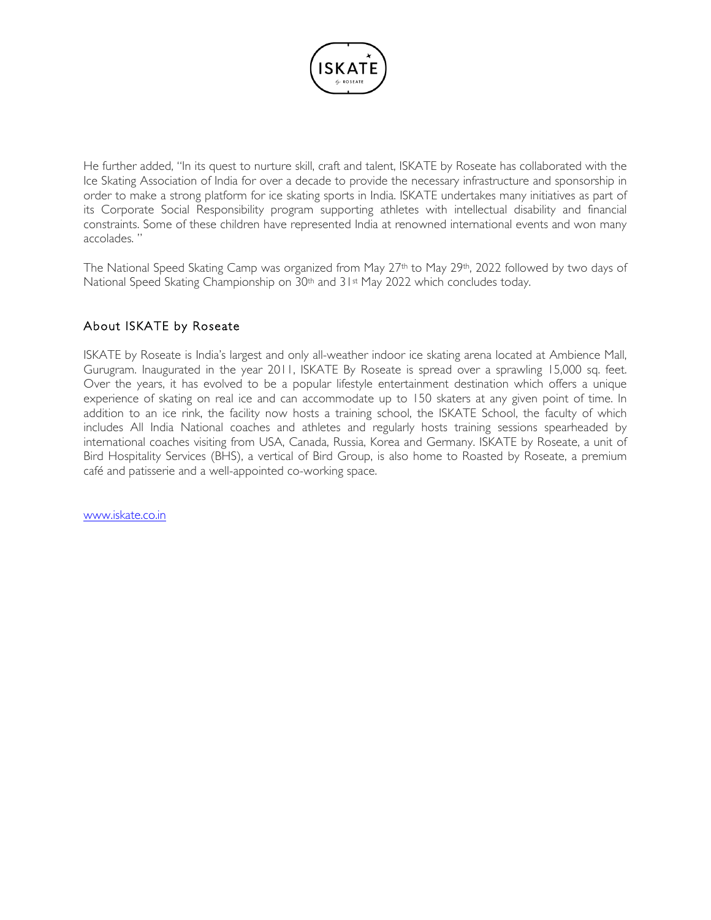He further added, "In its quest to nurture skill, craft and talent, ISKATE by Roseate has collaborated with the Ice Skating Association of India for over a decade to provide the necessary infrastructure and sponsorship in order to make a strong platform for ice skating sports in India. ISKATE undertakes many initiatives as part of its Corporate Social Responsibility program supporting athletes with intellectual disability and financial constraints. Some of these children have represented India at renowned international events and won many accolades. "

The National Speed Skating Camp was organized from May 27th to May 29th, 2022 followed by two days of National Speed Skating Championship on 30th and 31st May 2022 which concludes today.

## About ISKATE by Roseate

ISKATE by Roseate is India's largest and only all-weather indoor ice skating arena located at Ambience Mall, Gurugram. Inaugurated in the year 2011, ISKATE By Roseate is spread over a sprawling 15,000 sq. feet. Over the years, it has evolved to be a popular lifestyle entertainment destination which offers a unique experience of skating on real ice and can accommodate up to 150 skaters at any given point of time. In addition to an ice rink, the facility now hosts a training school, the ISKATE School, the faculty of which includes All India National coaches and athletes and regularly hosts training sessions spearheaded by international coaches visiting from USA, Canada, Russia, Korea and Germany. ISKATE by Roseate, a unit of Bird Hospitality Services (BHS), a vertical of Bird Group, is also home to Roasted by Roseate, a premium café and patisserie and a well-appointed co-working space.

[www.iskate.co.in](http://www.iskate.co.in)